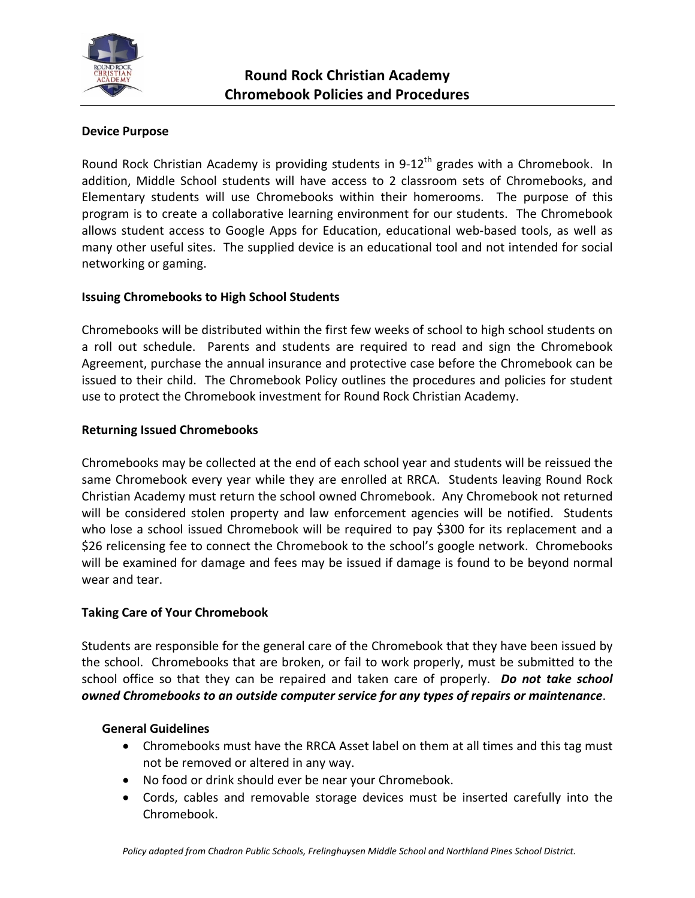# Round Rock Christian Academy
# Chromebook Policies and Procedures

**Device Purpose**

Round Rock Christian Academy is providing students in 9-12th grades with a Chromebook. In addition, Middle School students will have access to 2 classroom sets of Chromebooks, and Elementary students will use Chromebooks within their homerooms. The purpose of this program is to create a collaborative learning environment for our students. The Chromebook allows student access to Google Apps for Education, educational web-based tools, as well as many other useful sites. The supplied device is an educational tool and not intended for social networking or gaming.

**Issuing Chromebooks to High School Students**

Chromebooks will be distributed within the first few weeks of school to high school students on a roll out schedule. Parents and students are required to read and sign the Chromebook Agreement, purchase the annual insurance and protective case before the Chromebook can be issued to their child. The Chromebook Policy outlines the procedures and policies for student use to protect the Chromebook investment for Round Rock Christian Academy.

**Returning Issued Chromebooks**

Chromebooks may be collected at the end of each school year and students will be reissued the same Chromebook every year while they are enrolled at RRCA. Students leaving Round Rock Christian Academy must return the school owned Chromebook. Any Chromebook not returned will be considered stolen property and law enforcement agencies will be notified. Students who lose a school issued Chromebook will be required to pay $300 for its replacement and a $26 relicensing fee to connect the Chromebook to the school's google network. Chromebooks will be examined for damage and fees may be issued if damage is found to be beyond normal wear and tear.

**Taking Care of Your Chromebook**

Students are responsible for the general care of the Chromebook that they have been issued by the school. Chromebooks that are broken, or fail to work properly, must be submitted to the school office so that they can be repaired and taken care of properly. ***Do not take school owned Chromebooks to an outside computer service for any types of repairs or maintenance***.

**General Guidelines**

- Chromebooks must have the RRCA Asset label on them at all times and this tag must not be removed or altered in any way.
- No food or drink should ever be near your Chromebook.
- Cords, cables and removable storage devices must be inserted carefully into the Chromebook.

*Policy adapted from Chadron Public Schools, Frelinghuysen Middle School and Northland Pines School District.*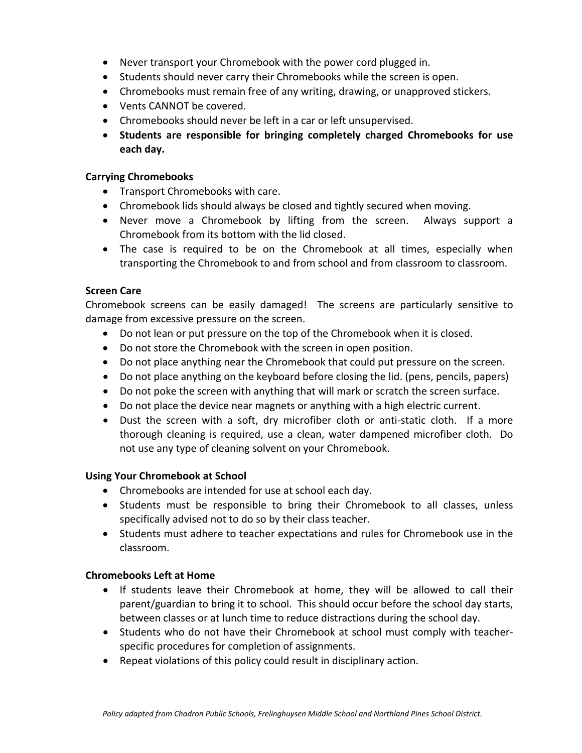- Never transport your Chromebook with the power cord plugged in.
- Students should never carry their Chromebooks while the screen is open.
- Chromebooks must remain free of any writing, drawing, or unapproved stickers.
- Vents CANNOT be covered.
- Chromebooks should never be left in a car or left unsupervised.
- **Students are responsible for bringing completely charged Chromebooks for use each day.**

**Carrying Chromebooks**

- Transport Chromebooks with care.
- Chromebook lids should always be closed and tightly secured when moving.
- Never move a Chromebook by lifting from the screen. Always support a Chromebook from its bottom with the lid closed.
- The case is required to be on the Chromebook at all times, especially when transporting the Chromebook to and from school and from classroom to classroom.

**Screen Care**

Chromebook screens can be easily damaged! The screens are particularly sensitive to damage from excessive pressure on the screen.

- Do not lean or put pressure on the top of the Chromebook when it is closed.
- Do not store the Chromebook with the screen in open position.
- Do not place anything near the Chromebook that could put pressure on the screen.
- Do not place anything on the keyboard before closing the lid. (pens, pencils, papers)
- Do not poke the screen with anything that will mark or scratch the screen surface.
- Do not place the device near magnets or anything with a high electric current.
- Dust the screen with a soft, dry microfiber cloth or anti-static cloth. If a more thorough cleaning is required, use a clean, water dampened microfiber cloth. Do not use any type of cleaning solvent on your Chromebook.

**Using Your Chromebook at School**

- Chromebooks are intended for use at school each day.
- Students must be responsible to bring their Chromebook to all classes, unless specifically advised not to do so by their class teacher.
- Students must adhere to teacher expectations and rules for Chromebook use in the classroom.

**Chromebooks Left at Home**

- If students leave their Chromebook at home, they will be allowed to call their parent/guardian to bring it to school. This should occur before the school day starts, between classes or at lunch time to reduce distractions during the school day.
- Students who do not have their Chromebook at school must comply with teacher-specific procedures for completion of assignments.
- Repeat violations of this policy could result in disciplinary action.

*Policy adapted from Chadron Public Schools, Frelinghuysen Middle School and Northland Pines School District.*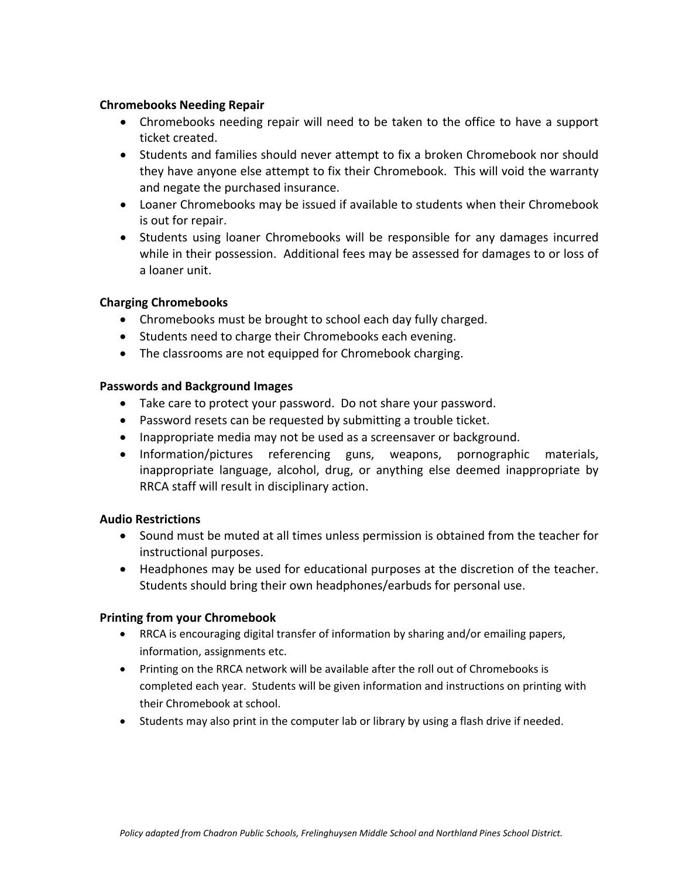**Chromebooks Needing Repair**

- Chromebooks needing repair will need to be taken to the office to have a support ticket created.
- Students and families should never attempt to fix a broken Chromebook nor should they have anyone else attempt to fix their Chromebook. This will void the warranty and negate the purchased insurance.
- Loaner Chromebooks may be issued if available to students when their Chromebook is out for repair.
- Students using loaner Chromebooks will be responsible for any damages incurred while in their possession. Additional fees may be assessed for damages to or loss of a loaner unit.

**Charging Chromebooks**

- Chromebooks must be brought to school each day fully charged.
- Students need to charge their Chromebooks each evening.
- The classrooms are not equipped for Chromebook charging.

**Passwords and Background Images**

- Take care to protect your password. Do not share your password.
- Password resets can be requested by submitting a trouble ticket.
- Inappropriate media may not be used as a screensaver or background.
- Information/pictures referencing guns, weapons, pornographic materials, inappropriate language, alcohol, drug, or anything else deemed inappropriate by RRCA staff will result in disciplinary action.

**Audio Restrictions**

- Sound must be muted at all times unless permission is obtained from the teacher for instructional purposes.
- Headphones may be used for educational purposes at the discretion of the teacher. Students should bring their own headphones/earbuds for personal use.

**Printing from your Chromebook**

- RRCA is encouraging digital transfer of information by sharing and/or emailing papers, information, assignments etc.
- Printing on the RRCA network will be available after the roll out of Chromebooks is completed each year. Students will be given information and instructions on printing with their Chromebook at school.
- Students may also print in the computer lab or library by using a flash drive if needed.

*Policy adapted from Chadron Public Schools, Frelinghuysen Middle School and Northland Pines School District.*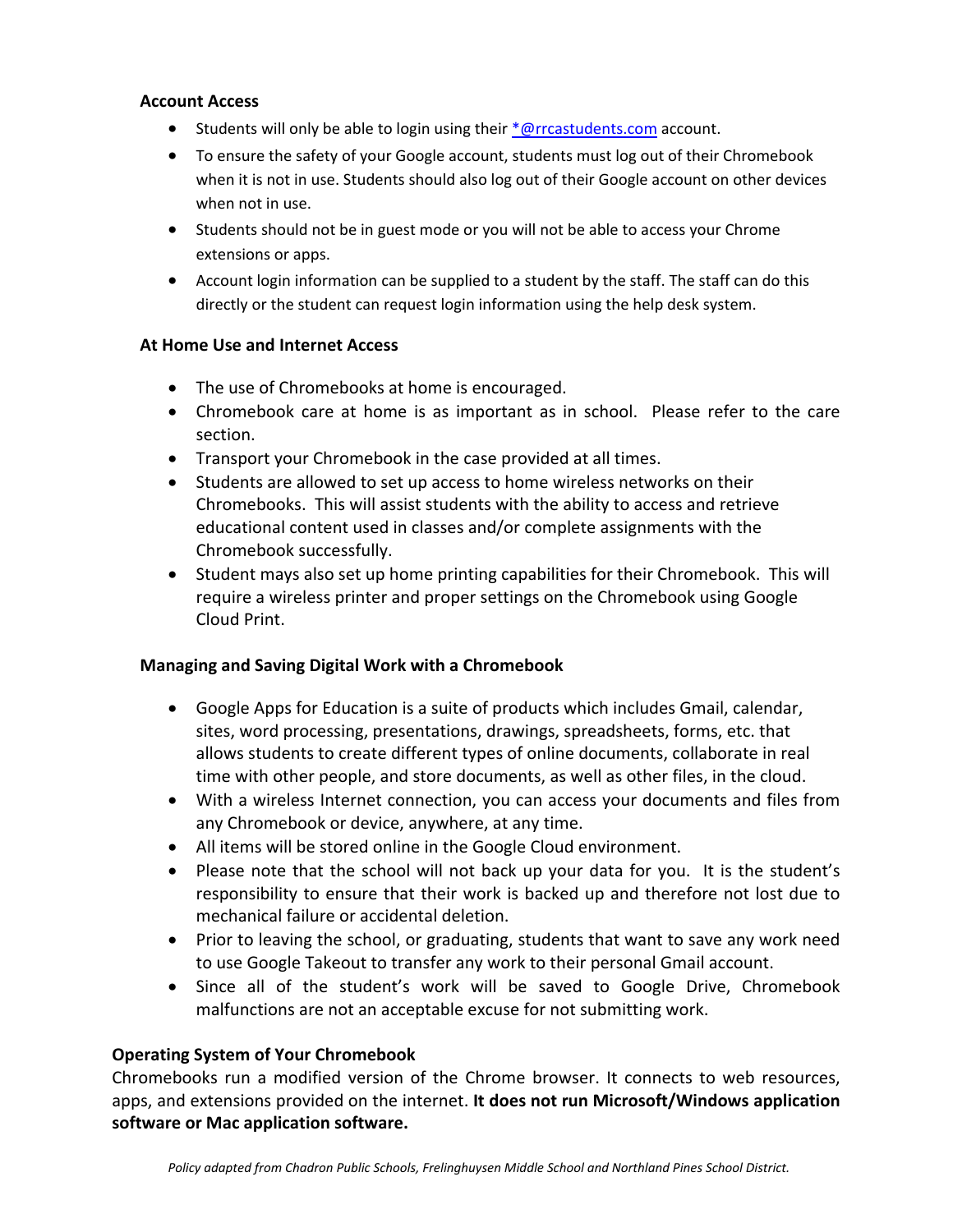### Account Access

- Students will only be able to login using their *@rrcastudents.com account.
- To ensure the safety of your Google account, students must log out of their Chromebook when it is not in use. Students should also log out of their Google account on other devices when not in use.
- Students should not be in guest mode or you will not be able to access your Chrome extensions or apps.
- Account login information can be supplied to a student by the staff. The staff can do this directly or the student can request login information using the help desk system.

### At Home Use and Internet Access

- The use of Chromebooks at home is encouraged.
- Chromebook care at home is as important as in school. Please refer to the care section.
- Transport your Chromebook in the case provided at all times.
- Students are allowed to set up access to home wireless networks on their Chromebooks. This will assist students with the ability to access and retrieve educational content used in classes and/or complete assignments with the Chromebook successfully.
- Student mays also set up home printing capabilities for their Chromebook. This will require a wireless printer and proper settings on the Chromebook using Google Cloud Print.

### Managing and Saving Digital Work with a Chromebook

- Google Apps for Education is a suite of products which includes Gmail, calendar, sites, word processing, presentations, drawings, spreadsheets, forms, etc. that allows students to create different types of online documents, collaborate in real time with other people, and store documents, as well as other files, in the cloud.
- With a wireless Internet connection, you can access your documents and files from any Chromebook or device, anywhere, at any time.
- All items will be stored online in the Google Cloud environment.
- Please note that the school will not back up your data for you. It is the student's responsibility to ensure that their work is backed up and therefore not lost due to mechanical failure or accidental deletion.
- Prior to leaving the school, or graduating, students that want to save any work need to use Google Takeout to transfer any work to their personal Gmail account.
- Since all of the student's work will be saved to Google Drive, Chromebook malfunctions are not an acceptable excuse for not submitting work.

### Operating System of Your Chromebook

Chromebooks run a modified version of the Chrome browser. It connects to web resources, apps, and extensions provided on the internet. **It does not run Microsoft/Windows application software or Mac application software.**

*Policy adapted from Chadron Public Schools, Frelinghuysen Middle School and Northland Pines School District.*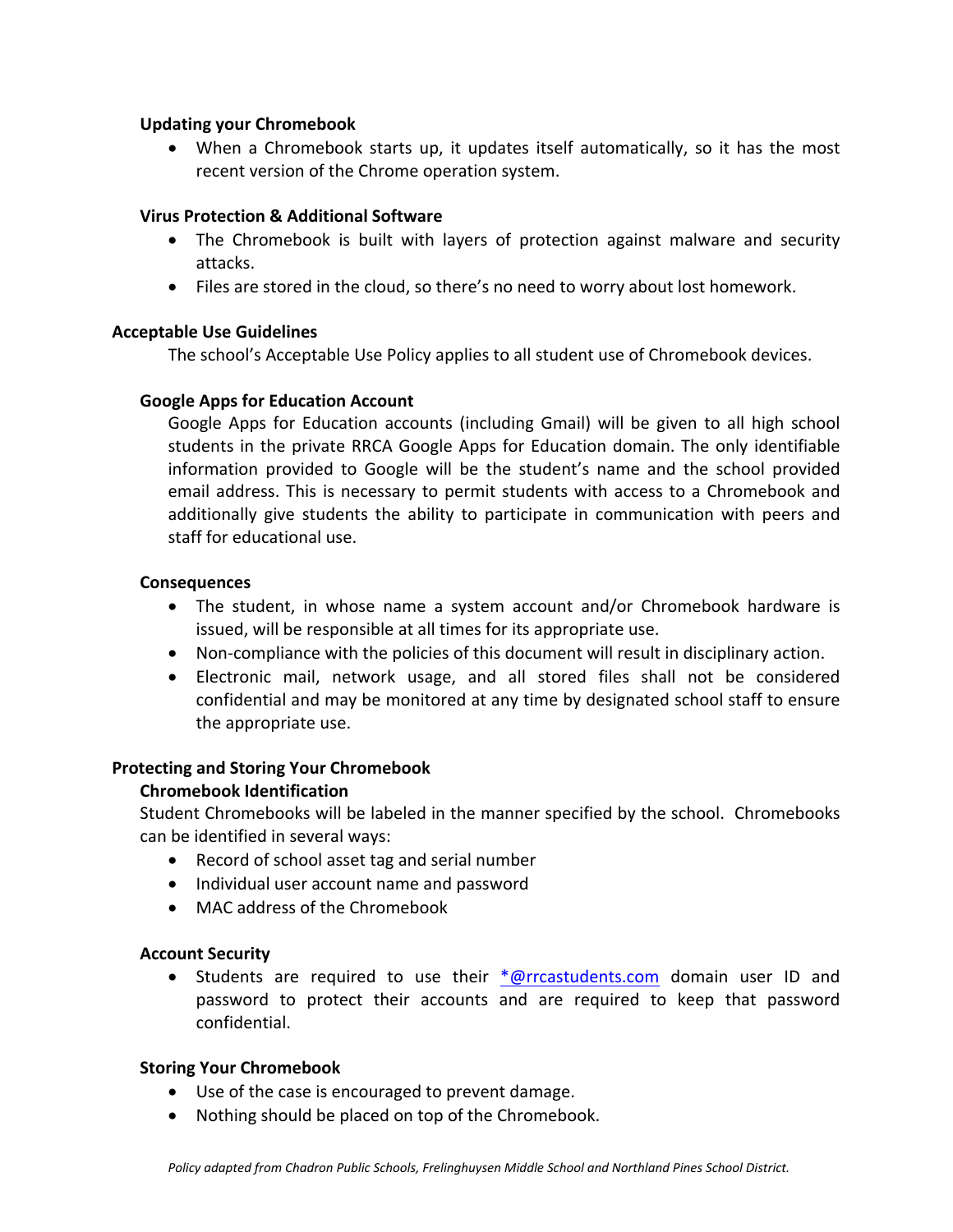### Updating your Chromebook

- When a Chromebook starts up, it updates itself automatically, so it has the most recent version of the Chrome operation system.

### Virus Protection & Additional Software

- The Chromebook is built with layers of protection against malware and security attacks.
- Files are stored in the cloud, so there's no need to worry about lost homework.

## Acceptable Use Guidelines

The school's Acceptable Use Policy applies to all student use of Chromebook devices.

### Google Apps for Education Account

Google Apps for Education accounts (including Gmail) will be given to all high school students in the private RRCA Google Apps for Education domain. The only identifiable information provided to Google will be the student's name and the school provided email address. This is necessary to permit students with access to a Chromebook and additionally give students the ability to participate in communication with peers and staff for educational use.

### Consequences

- The student, in whose name a system account and/or Chromebook hardware is issued, will be responsible at all times for its appropriate use.
- Non-compliance with the policies of this document will result in disciplinary action.
- Electronic mail, network usage, and all stored files shall not be considered confidential and may be monitored at any time by designated school staff to ensure the appropriate use.

## Protecting and Storing Your Chromebook

### Chromebook Identification

Student Chromebooks will be labeled in the manner specified by the school. Chromebooks can be identified in several ways:

- Record of school asset tag and serial number
- Individual user account name and password
- MAC address of the Chromebook

### Account Security

- Students are required to use their *@rrcastudents.com domain user ID and password to protect their accounts and are required to keep that password confidential.

### Storing Your Chromebook

- Use of the case is encouraged to prevent damage.
- Nothing should be placed on top of the Chromebook.

*Policy adapted from Chadron Public Schools, Frelinghuysen Middle School and Northland Pines School District.*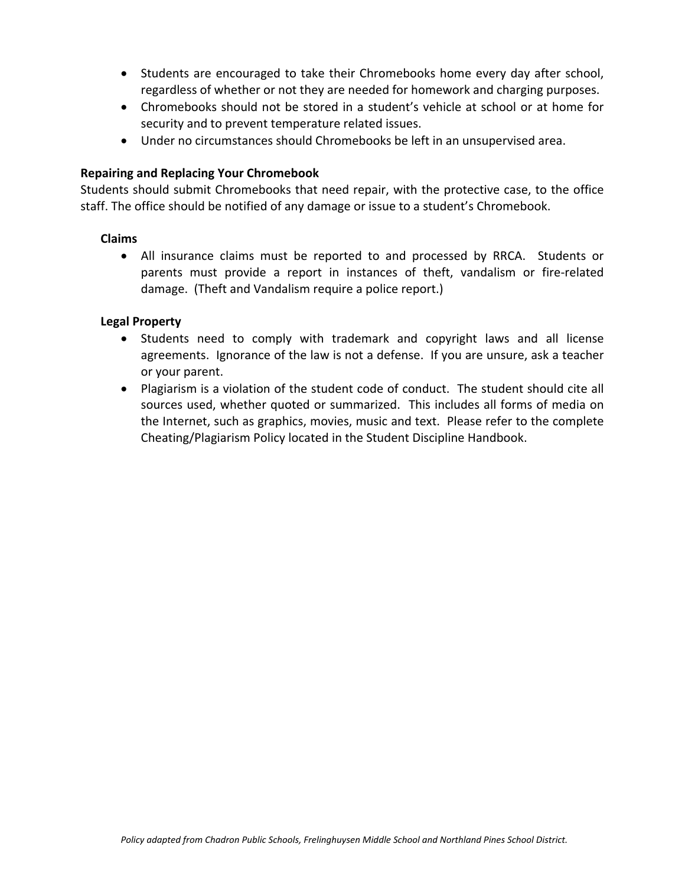- Students are encouraged to take their Chromebooks home every day after school, regardless of whether or not they are needed for homework and charging purposes.
- Chromebooks should not be stored in a student's vehicle at school or at home for security and to prevent temperature related issues.
- Under no circumstances should Chromebooks be left in an unsupervised area.

**Repairing and Replacing Your Chromebook**

Students should submit Chromebooks that need repair, with the protective case, to the office staff. The office should be notified of any damage or issue to a student's Chromebook.

**Claims**

- All insurance claims must be reported to and processed by RRCA. Students or parents must provide a report in instances of theft, vandalism or fire-related damage. (Theft and Vandalism require a police report.)

**Legal Property**

- Students need to comply with trademark and copyright laws and all license agreements. Ignorance of the law is not a defense. If you are unsure, ask a teacher or your parent.
- Plagiarism is a violation of the student code of conduct. The student should cite all sources used, whether quoted or summarized. This includes all forms of media on the Internet, such as graphics, movies, music and text. Please refer to the complete Cheating/Plagiarism Policy located in the Student Discipline Handbook.

*Policy adapted from Chadron Public Schools, Frelinghuysen Middle School and Northland Pines School District.*